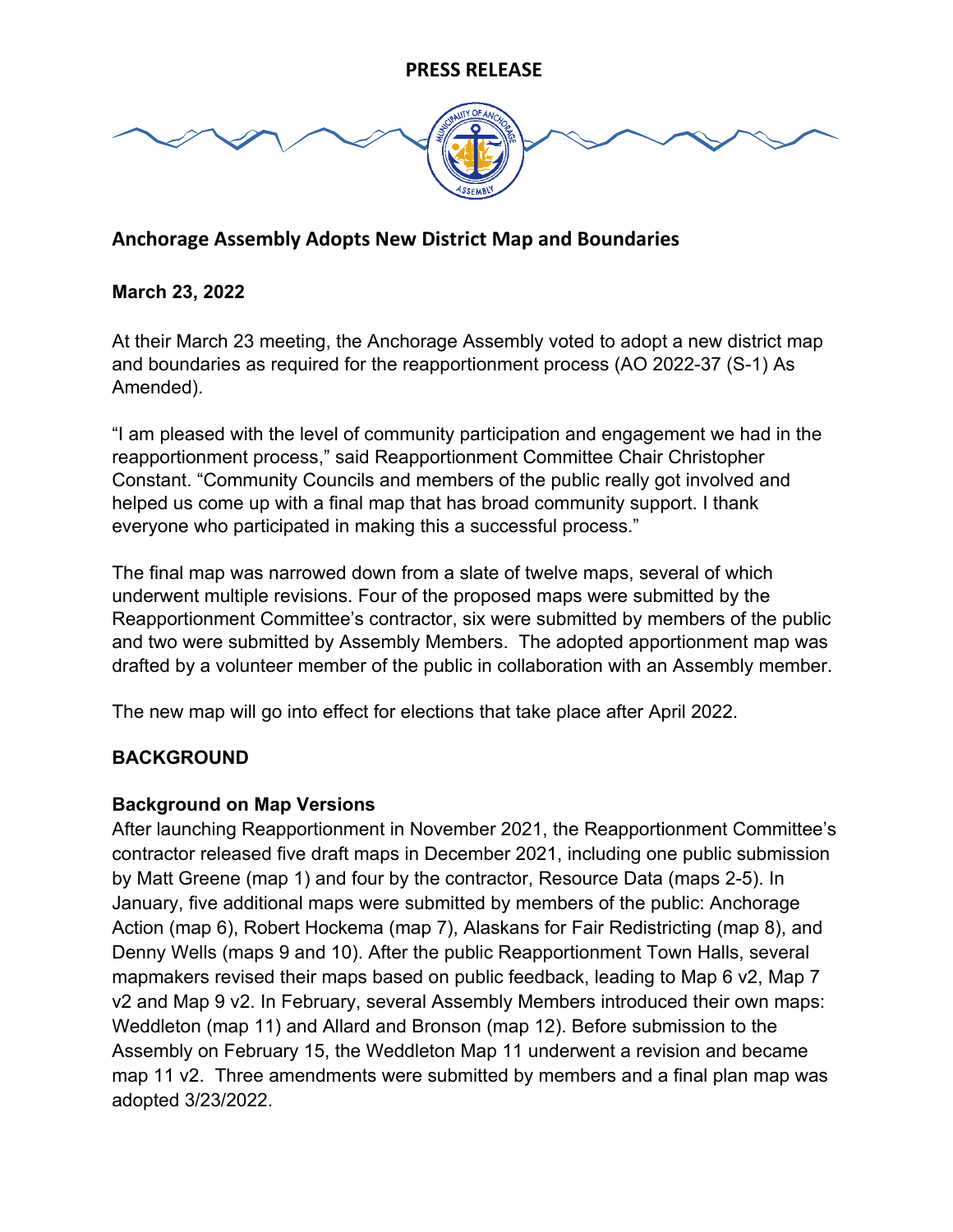# PRESS RELEASE

## Anchorage Assembly Adopts New District Map and Boundaries

**March 23, 2022**

At their March 23 meeting, the Anchorage Assembly voted to adopt a new district map and boundaries as required for the reapportionment process (AO 2022-37 (S-1) As Amended).

"I am pleased with the level of community participation and engagement we had in the reapportionment process," said Reapportionment Committee Chair Christopher Constant. "Community Councils and members of the public really got involved and helped us come up with a final map that has broad community support. I thank everyone who participated in making this a successful process."

The final map was narrowed down from a slate of twelve maps, several of which underwent multiple revisions. Four of the proposed maps were submitted by the Reapportionment Committee's contractor, six were submitted by members of the public and two were submitted by Assembly Members. The adopted apportionment map was drafted by a volunteer member of the public in collaboration with an Assembly member.

The new map will go into effect for elections that take place after April 2022.

## BACKGROUND

### Background on Map Versions

After launching Reapportionment in November 2021, the Reapportionment Committee's contractor released five draft maps in December 2021, including one public submission by Matt Greene (map 1) and four by the contractor, Resource Data (maps 2-5). In January, five additional maps were submitted by members of the public: Anchorage Action (map 6), Robert Hockema (map 7), Alaskans for Fair Redistricting (map 8), and Denny Wells (maps 9 and 10). After the public Reapportionment Town Halls, several mapmakers revised their maps based on public feedback, leading to Map 6 v2, Map 7 v2 and Map 9 v2. In February, several Assembly Members introduced their own maps: Weddleton (map 11) and Allard and Bronson (map 12). Before submission to the Assembly on February 15, the Weddleton Map 11 underwent a revision and became map 11 v2. Three amendments were submitted by members and a final plan map was adopted 3/23/2022.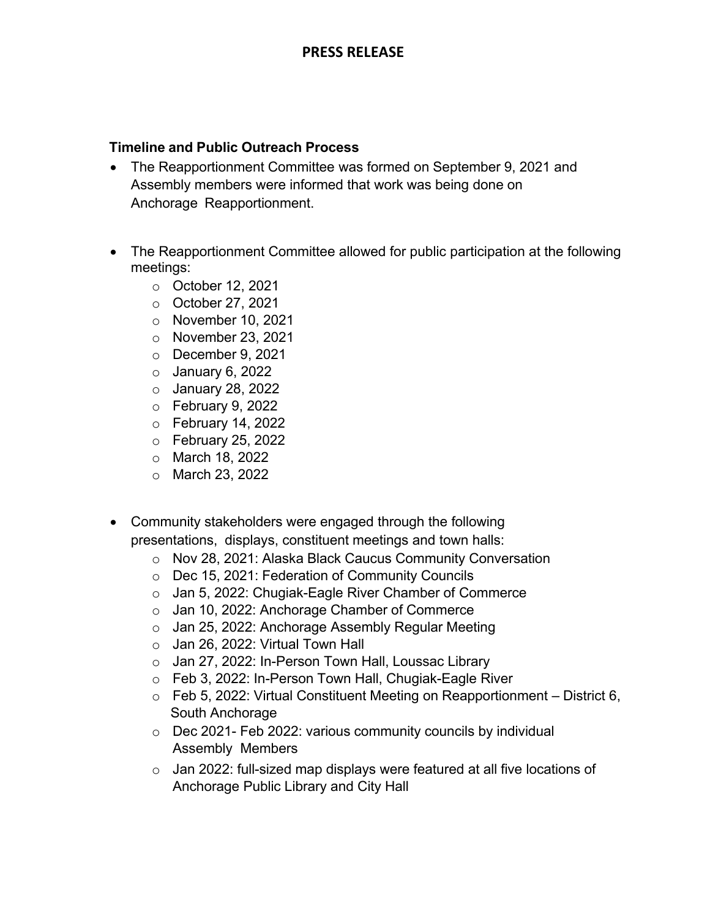## PRESS RELEASE

**Timeline and Public Outreach Process**

- The Reapportionment Committee was formed on September 9, 2021 and Assembly members were informed that work was being done on Anchorage Reapportionment.
- The Reapportionment Committee allowed for public participation at the following meetings:
  - October 12, 2021
  - October 27, 2021
  - November 10, 2021
  - November 23, 2021
  - December 9, 2021
  - January 6, 2022
  - January 28, 2022
  - February 9, 2022
  - February 14, 2022
  - February 25, 2022
  - March 18, 2022
  - March 23, 2022
- Community stakeholders were engaged through the following presentations, displays, constituent meetings and town halls:
  - Nov 28, 2021: Alaska Black Caucus Community Conversation
  - Dec 15, 2021: Federation of Community Councils
  - Jan 5, 2022: Chugiak-Eagle River Chamber of Commerce
  - Jan 10, 2022: Anchorage Chamber of Commerce
  - Jan 25, 2022: Anchorage Assembly Regular Meeting
  - Jan 26, 2022: Virtual Town Hall
  - Jan 27, 2022: In-Person Town Hall, Loussac Library
  - Feb 3, 2022: In-Person Town Hall, Chugiak-Eagle River
  - Feb 5, 2022: Virtual Constituent Meeting on Reapportionment – District 6, South Anchorage
  - Dec 2021- Feb 2022: various community councils by individual Assembly Members
  - Jan 2022: full-sized map displays were featured at all five locations of Anchorage Public Library and City Hall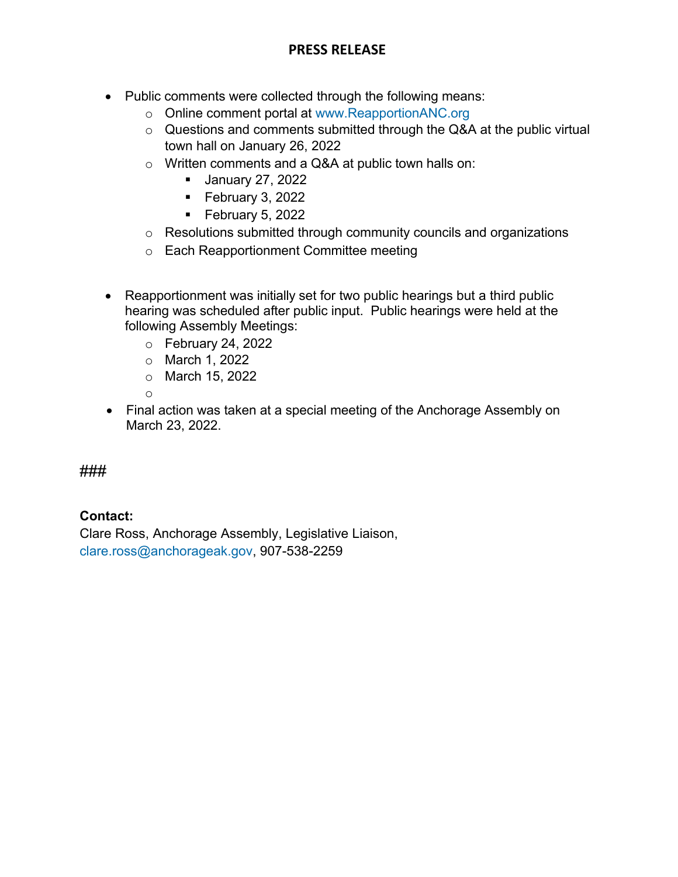- Public comments were collected through the following means:
  - Online comment portal at www.ReapportionANC.org
  - Questions and comments submitted through the Q&A at the public virtual town hall on January 26, 2022
  - Written comments and a Q&A at public town halls on:
    - January 27, 2022
    - February 3, 2022
    - February 5, 2022
  - Resolutions submitted through community councils and organizations
  - Each Reapportionment Committee meeting

- Reapportionment was initially set for two public hearings but a third public hearing was scheduled after public input. Public hearings were held at the following Assembly Meetings:
  - February 24, 2022
  - March 1, 2022
  - March 15, 2022

- Final action was taken at a special meeting of the Anchorage Assembly on March 23, 2022.

###

**Contact:**
Clare Ross, Anchorage Assembly, Legislative Liaison,
clare.ross@anchorageak.gov, 907-538-2259